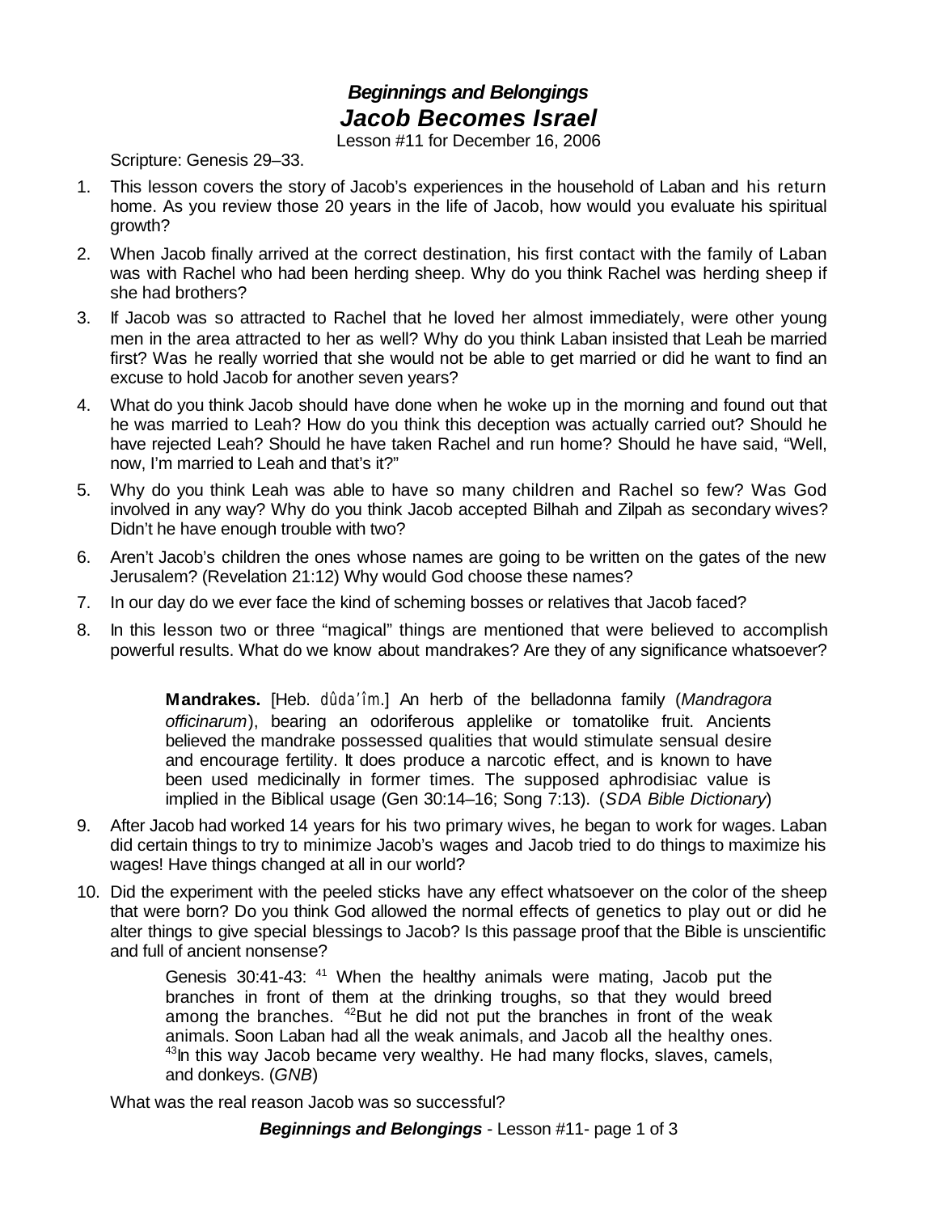# *Beginnings and Belongings*
# *Jacob Becomes Israel*

Lesson #11 for December 16, 2006

Scripture: Genesis 29–33.

1. This lesson covers the story of Jacob's experiences in the household of Laban and his return home. As you review those 20 years in the life of Jacob, how would you evaluate his spiritual growth?
2. When Jacob finally arrived at the correct destination, his first contact with the family of Laban was with Rachel who had been herding sheep. Why do you think Rachel was herding sheep if she had brothers?
3. If Jacob was so attracted to Rachel that he loved her almost immediately, were other young men in the area attracted to her as well? Why do you think Laban insisted that Leah be married first? Was he really worried that she would not be able to get married or did he want to find an excuse to hold Jacob for another seven years?
4. What do you think Jacob should have done when he woke up in the morning and found out that he was married to Leah? How do you think this deception was actually carried out? Should he have rejected Leah? Should he have taken Rachel and run home? Should he have said, "Well, now, I'm married to Leah and that's it?"
5. Why do you think Leah was able to have so many children and Rachel so few? Was God involved in any way? Why do you think Jacob accepted Bilhah and Zilpah as secondary wives? Didn't he have enough trouble with two?
6. Aren't Jacob's children the ones whose names are going to be written on the gates of the new Jerusalem? (Revelation 21:12) Why would God choose these names?
7. In our day do we ever face the kind of scheming bosses or relatives that Jacob faced?
8. In this lesson two or three "magical" things are mentioned that were believed to accomplish powerful results. What do we know about mandrakes? Are they of any significance whatsoever?

    > **Mandrakes.** [Heb. dûda'îm.] An herb of the belladonna family (*Mandragora officinarum*), bearing an odoriferous applelike or tomatolike fruit. Ancients believed the mandrake possessed qualities that would stimulate sensual desire and encourage fertility. It does produce a narcotic effect, and is known to have been used medicinally in former times. The supposed aphrodisiac value is implied in the Biblical usage (Gen 30:14–16; Song 7:13). (*SDA Bible Dictionary*)

9. After Jacob had worked 14 years for his two primary wives, he began to work for wages. Laban did certain things to try to minimize Jacob's wages and Jacob tried to do things to maximize his wages! Have things changed at all in our world?
10. Did the experiment with the peeled sticks have any effect whatsoever on the color of the sheep that were born? Do you think God allowed the normal effects of genetics to play out or did he alter things to give special blessings to Jacob? Is this passage proof that the Bible is unscientific and full of ancient nonsense?

    > Genesis 30:41-43: [41] When the healthy animals were mating, Jacob put the branches in front of them at the drinking troughs, so that they would breed among the branches. [42]But he did not put the branches in front of the weak animals. Soon Laban had all the weak animals, and Jacob all the healthy ones. [43]In this way Jacob became very wealthy. He had many flocks, slaves, camels, and donkeys. (*GNB*)

    What was the real reason Jacob was so successful?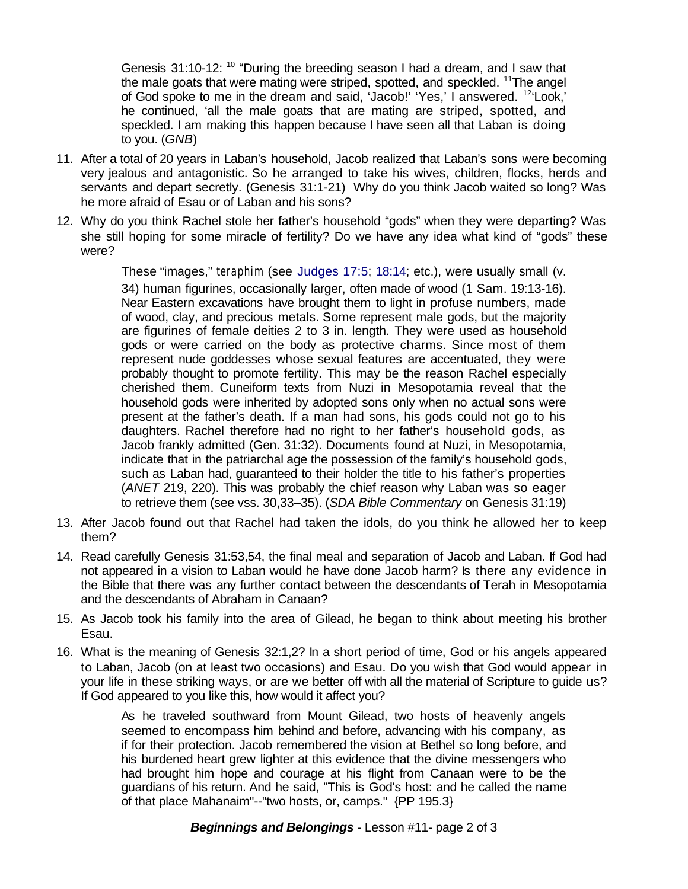> Genesis 31:10-12: [10] "During the breeding season I had a dream, and I saw that the male goats that were mating were striped, spotted, and speckled. [11]The angel of God spoke to me in the dream and said, 'Jacob!' 'Yes,' I answered. [12]'Look,' he continued, 'all the male goats that are mating are striped, spotted, and speckled. I am making this happen because I have seen all that Laban is doing to you. (*GNB*)

11. After a total of 20 years in Laban's household, Jacob realized that Laban's sons were becoming very jealous and antagonistic. So he arranged to take his wives, children, flocks, herds and servants and depart secretly. (Genesis 31:1-21) Why do you think Jacob waited so long? Was he more afraid of Esau or of Laban and his sons?

12. Why do you think Rachel stole her father's household "gods" when they were departing? Was she still hoping for some miracle of fertility? Do we have any idea what kind of "gods" these were?

> These "images," *teraphim* (see Judges 17:5; 18:14; etc.), were usually small (v. 34) human figurines, occasionally larger, often made of wood (1 Sam. 19:13-16). Near Eastern excavations have brought them to light in profuse numbers, made of wood, clay, and precious metals. Some represent male gods, but the majority are figurines of female deities 2 to 3 in. length. They were used as household gods or were carried on the body as protective charms. Since most of them represent nude goddesses whose sexual features are accentuated, they were probably thought to promote fertility. This may be the reason Rachel especially cherished them. Cuneiform texts from Nuzi in Mesopotamia reveal that the household gods were inherited by adopted sons only when no actual sons were present at the father's death. If a man had sons, his gods could not go to his daughters. Rachel therefore had no right to her father's household gods, as Jacob frankly admitted (Gen. 31:32). Documents found at Nuzi, in Mesopotamia, indicate that in the patriarchal age the possession of the family's household gods, such as Laban had, guaranteed to their holder the title to his father's properties (*ANET* 219, 220). This was probably the chief reason why Laban was so eager to retrieve them (see vss. 30,33–35). (*SDA Bible Commentary* on Genesis 31:19)

13. After Jacob found out that Rachel had taken the idols, do you think he allowed her to keep them?

14. Read carefully Genesis 31:53,54, the final meal and separation of Jacob and Laban. If God had not appeared in a vision to Laban would he have done Jacob harm? Is there any evidence in the Bible that there was any further contact between the descendants of Terah in Mesopotamia and the descendants of Abraham in Canaan?

15. As Jacob took his family into the area of Gilead, he began to think about meeting his brother Esau.

16. What is the meaning of Genesis 32:1,2? In a short period of time, God or his angels appeared to Laban, Jacob (on at least two occasions) and Esau. Do you wish that God would appear in your life in these striking ways, or are we better off with all the material of Scripture to guide us? If God appeared to you like this, how would it affect you?

> As he traveled southward from Mount Gilead, two hosts of heavenly angels seemed to encompass him behind and before, advancing with his company, as if for their protection. Jacob remembered the vision at Bethel so long before, and his burdened heart grew lighter at this evidence that the divine messengers who had brought him hope and courage at his flight from Canaan were to be the guardians of his return. And he said, "This is God's host: and he called the name of that place Mahanaim"--"two hosts, or, camps." {PP 195.3}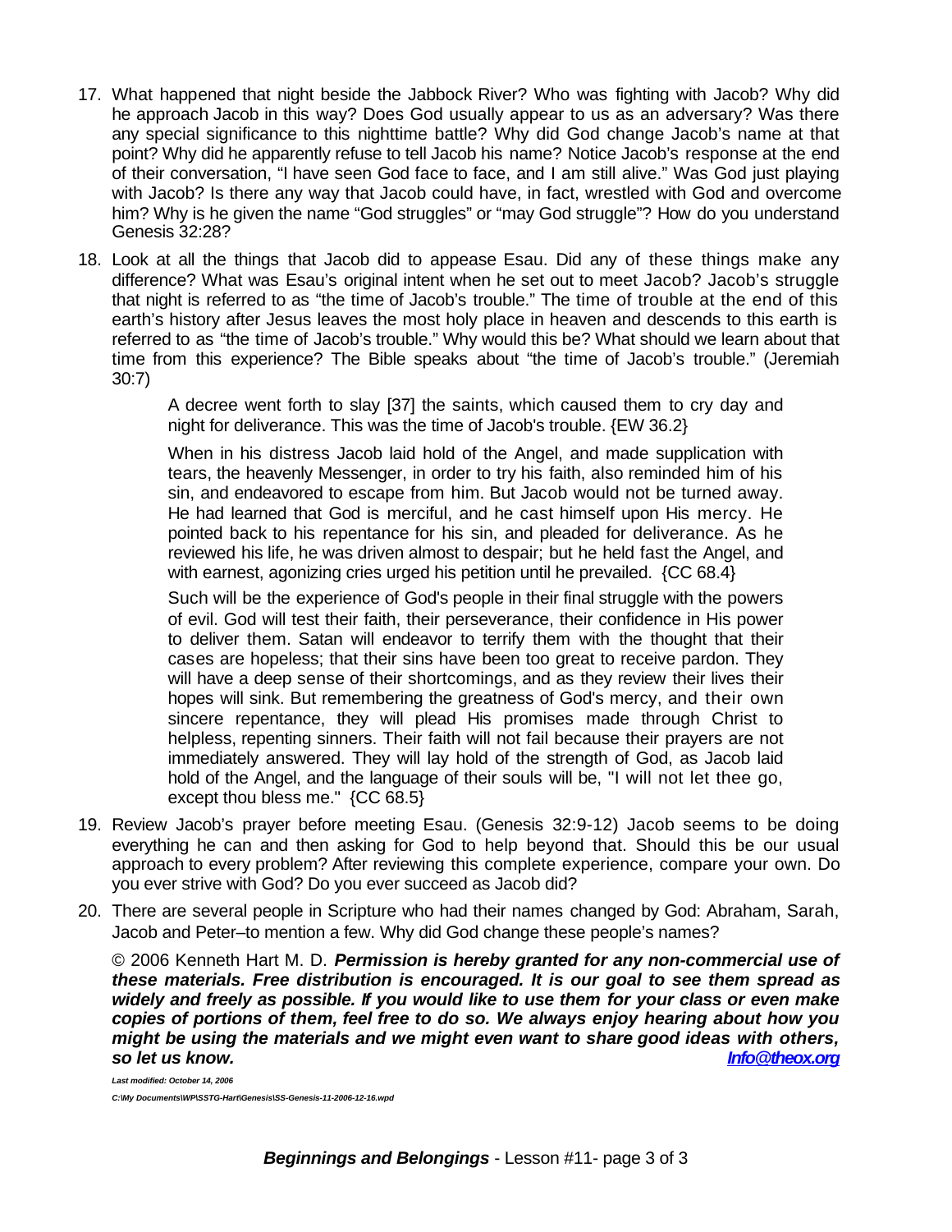17. What happened that night beside the Jabbock River? Who was fighting with Jacob? Why did he approach Jacob in this way? Does God usually appear to us as an adversary? Was there any special significance to this nighttime battle? Why did God change Jacob's name at that point? Why did he apparently refuse to tell Jacob his name? Notice Jacob's response at the end of their conversation, "I have seen God face to face, and I am still alive." Was God just playing with Jacob? Is there any way that Jacob could have, in fact, wrestled with God and overcome him? Why is he given the name "God struggles" or "may God struggle"? How do you understand Genesis 32:28?

18. Look at all the things that Jacob did to appease Esau. Did any of these things make any difference? What was Esau's original intent when he set out to meet Jacob? Jacob's struggle that night is referred to as "the time of Jacob's trouble." The time of trouble at the end of this earth's history after Jesus leaves the most holy place in heaven and descends to this earth is referred to as "the time of Jacob's trouble." Why would this be? What should we learn about that time from this experience? The Bible speaks about "the time of Jacob's trouble." (Jeremiah 30:7)

> A decree went forth to slay [37] the saints, which caused them to cry day and night for deliverance. This was the time of Jacob's trouble. {EW 36.2}
>
> When in his distress Jacob laid hold of the Angel, and made supplication with tears, the heavenly Messenger, in order to try his faith, also reminded him of his sin, and endeavored to escape from him. But Jacob would not be turned away. He had learned that God is merciful, and he cast himself upon His mercy. He pointed back to his repentance for his sin, and pleaded for deliverance. As he reviewed his life, he was driven almost to despair; but he held fast the Angel, and with earnest, agonizing cries urged his petition until he prevailed. {CC 68.4}
>
> Such will be the experience of God's people in their final struggle with the powers of evil. God will test their faith, their perseverance, their confidence in His power to deliver them. Satan will endeavor to terrify them with the thought that their cases are hopeless; that their sins have been too great to receive pardon. They will have a deep sense of their shortcomings, and as they review their lives their hopes will sink. But remembering the greatness of God's mercy, and their own sincere repentance, they will plead His promises made through Christ to helpless, repenting sinners. Their faith will not fail because their prayers are not immediately answered. They will lay hold of the strength of God, as Jacob laid hold of the Angel, and the language of their souls will be, "I will not let thee go, except thou bless me." {CC 68.5}

19. Review Jacob's prayer before meeting Esau. (Genesis 32:9-12) Jacob seems to be doing everything he can and then asking for God to help beyond that. Should this be our usual approach to every problem? After reviewing this complete experience, compare your own. Do you ever strive with God? Do you ever succeed as Jacob did?

20. There are several people in Scripture who had their names changed by God: Abraham, Sarah, Jacob and Peter–to mention a few. Why did God change these people's names?

© 2006 Kenneth Hart M. D. ***Permission is hereby granted for any non-commercial use of these materials. Free distribution is encouraged. It is our goal to see them spread as widely and freely as possible. If you would like to use them for your class or even make copies of portions of them, feel free to do so. We always enjoy hearing about how you might be using the materials and we might even want to share good ideas with others, so let us know.*** ***Info@theox.org***

***Last modified: October 14, 2006***

***C:\My Documents\WP\SSTG-Hart\Genesis\SS-Genesis-11-2006-12-16.wpd***